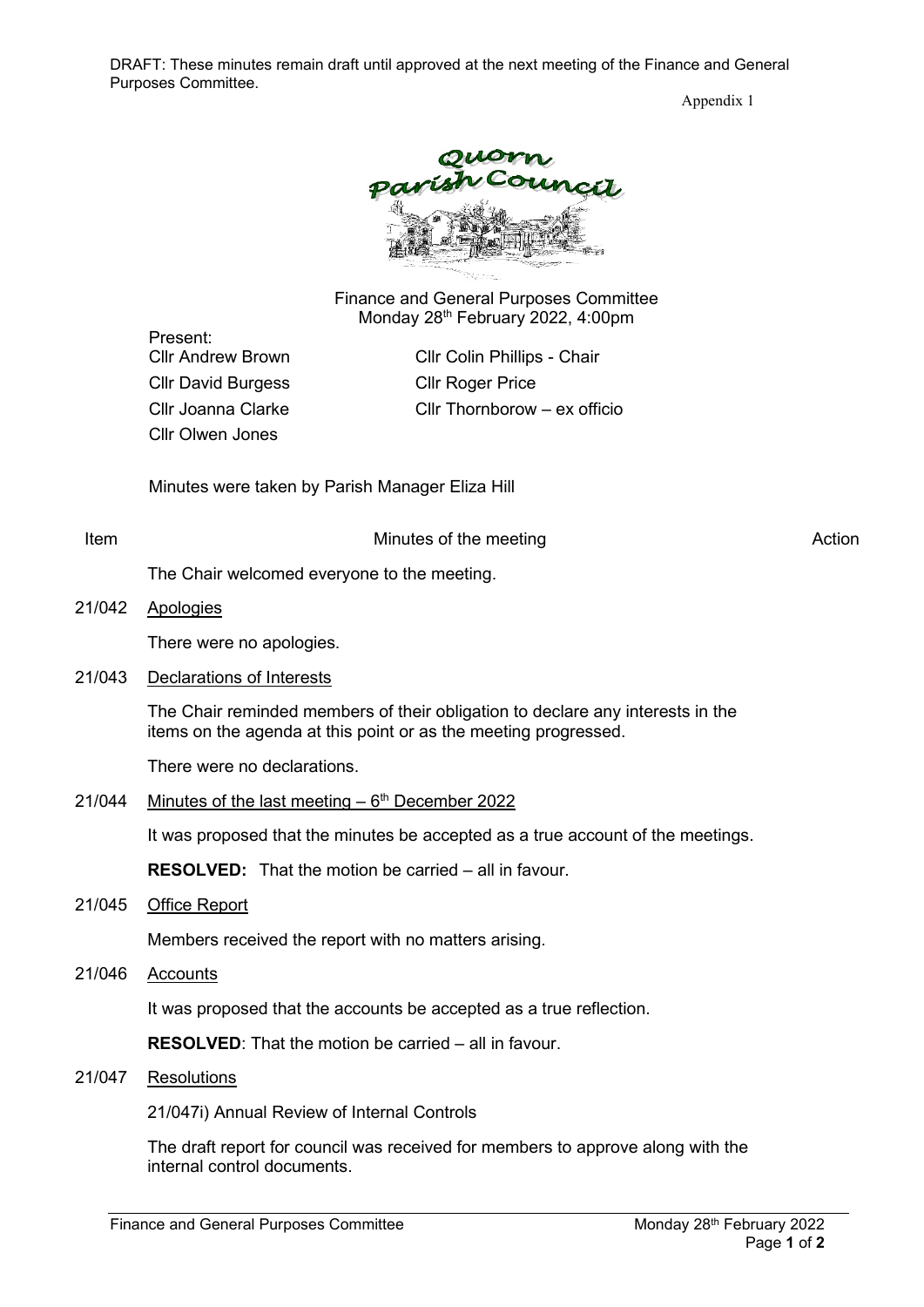DRAFT: These minutes remain draft until approved at the next meeting of the Finance and General Purposes Committee.

Appendix 1

Quorn Parish Council

Finance and General Purposes Committee
Monday 28th February 2022, 4:00pm

Present:

| | |
|---|---|
| Cllr Andrew Brown | Cllr Colin Phillips - Chair |
| Cllr David Burgess | Cllr Roger Price |
| Cllr Joanna Clarke | Cllr Thornborow – ex officio |
| Cllr Olwen Jones | |

Minutes were taken by Parish Manager Eliza Hill

| Item | Minutes of the meeting | Action |
|---|---|---|

The Chair welcomed everyone to the meeting.

**21/042 Apologies**

There were no apologies.

**21/043 Declarations of Interests**

The Chair reminded members of their obligation to declare any interests in the items on the agenda at this point or as the meeting progressed.

There were no declarations.

**21/044 Minutes of the last meeting – 6th December 2022**

It was proposed that the minutes be accepted as a true account of the meetings.

**RESOLVED:** That the motion be carried – all in favour.

**21/045 Office Report**

Members received the report with no matters arising.

**21/046 Accounts**

It was proposed that the accounts be accepted as a true reflection.

**RESOLVED**: That the motion be carried – all in favour.

**21/047 Resolutions**

21/047i) Annual Review of Internal Controls

The draft report for council was received for members to approve along with the internal control documents.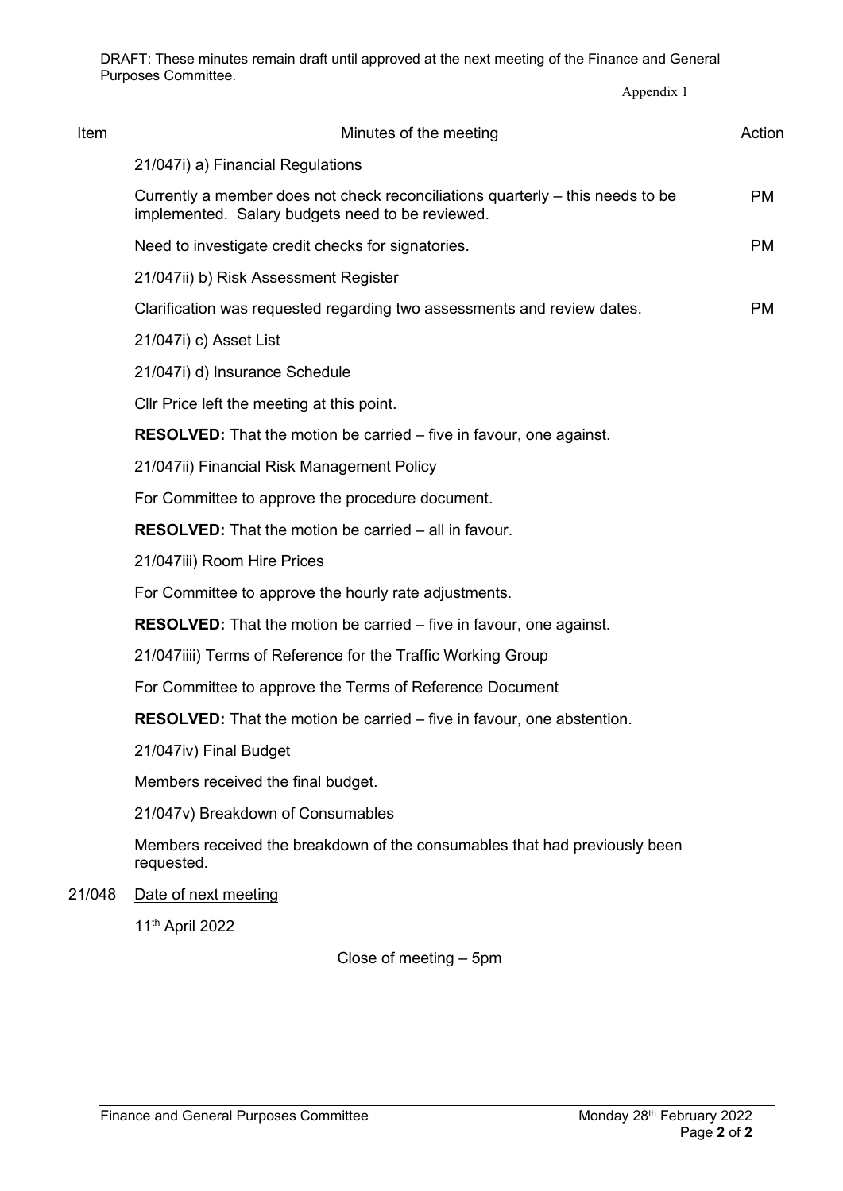DRAFT: These minutes remain draft until approved at the next meeting of the Finance and General Purposes Committee.

Appendix 1

| Item | Minutes of the meeting | Action |
|---|---|---|
| | 21/047i) a) Financial Regulations | |
| | Currently a member does not check reconciliations quarterly – this needs to be implemented. Salary budgets need to be reviewed. | PM |
| | Need to investigate credit checks for signatories. | PM |
| | 21/047ii) b) Risk Assessment Register | |
| | Clarification was requested regarding two assessments and review dates. | PM |
| | 21/047i) c) Asset List | |
| | 21/047i) d) Insurance Schedule | |
| | Cllr Price left the meeting at this point. | |
| | **RESOLVED:** That the motion be carried – five in favour, one against. | |
| | 21/047ii) Financial Risk Management Policy | |
| | For Committee to approve the procedure document. | |
| | **RESOLVED:** That the motion be carried – all in favour. | |
| | 21/047iii) Room Hire Prices | |
| | For Committee to approve the hourly rate adjustments. | |
| | **RESOLVED:** That the motion be carried – five in favour, one against. | |
| | 21/047iiii) Terms of Reference for the Traffic Working Group | |
| | For Committee to approve the Terms of Reference Document | |
| | **RESOLVED:** That the motion be carried – five in favour, one abstention. | |
| | 21/047iv) Final Budget | |
| | Members received the final budget. | |
| | 21/047v) Breakdown of Consumables | |
| | Members received the breakdown of the consumables that had previously been requested. | |
| 21/048 | Date of next meeting | |
| | 11th April 2022 | |

Close of meeting – 5pm